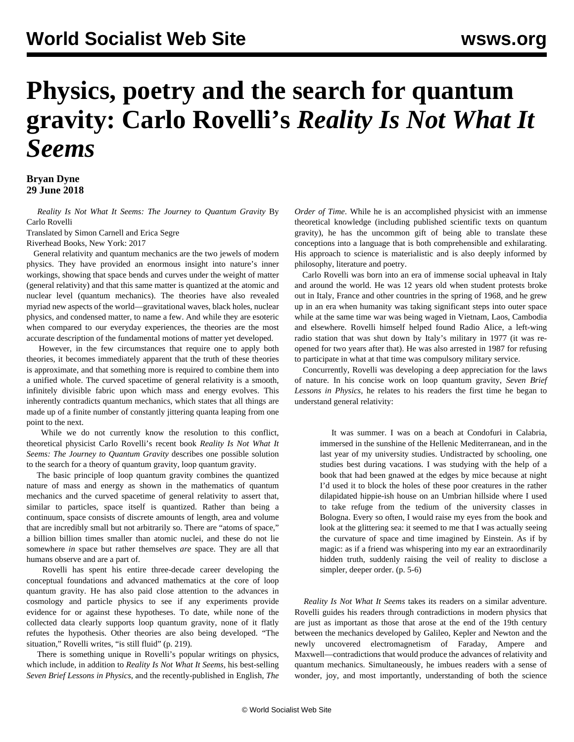# Physics, poetry and the search for quantum gravity: Carlo Rovelli's *Reality Is Not What It Seems*

**Bryan Dyne**
**29 June 2018**

*Reality Is Not What It Seems: The Journey to Quantum Gravity* By Carlo Rovelli
Translated by Simon Carnell and Erica Segre
Riverhead Books, New York: 2017

General relativity and quantum mechanics are the two jewels of modern physics. They have provided an enormous insight into nature's inner workings, showing that space bends and curves under the weight of matter (general relativity) and that this same matter is quantized at the atomic and nuclear level (quantum mechanics). The theories have also revealed myriad new aspects of the world—gravitational waves, black holes, nuclear physics, and condensed matter, to name a few. And while they are esoteric when compared to our everyday experiences, the theories are the most accurate description of the fundamental motions of matter yet developed.

However, in the few circumstances that require one to apply both theories, it becomes immediately apparent that the truth of these theories is approximate, and that something more is required to combine them into a unified whole. The curved spacetime of general relativity is a smooth, infinitely divisible fabric upon which mass and energy evolves. This inherently contradicts quantum mechanics, which states that all things are made up of a finite number of constantly jittering quanta leaping from one point to the next.

While we do not currently know the resolution to this conflict, theoretical physicist Carlo Rovelli's recent book *Reality Is Not What It Seems: The Journey to Quantum Gravity* describes one possible solution to the search for a theory of quantum gravity, loop quantum gravity.

The basic principle of loop quantum gravity combines the quantized nature of mass and energy as shown in the mathematics of quantum mechanics and the curved spacetime of general relativity to assert that, similar to particles, space itself is quantized. Rather than being a continuum, space consists of discrete amounts of length, area and volume that are incredibly small but not arbitrarily so. There are "atoms of space," a billion billion times smaller than atomic nuclei, and these do not lie somewhere *in* space but rather themselves *are* space. They are all that humans observe and are a part of.

Rovelli has spent his entire three-decade career developing the conceptual foundations and advanced mathematics at the core of loop quantum gravity. He has also paid close attention to the advances in cosmology and particle physics to see if any experiments provide evidence for or against these hypotheses. To date, while none of the collected data clearly supports loop quantum gravity, none of it flatly refutes the hypothesis. Other theories are also being developed. "The situation," Rovelli writes, "is still fluid" (p. 219).

There is something unique in Rovelli's popular writings on physics, which include, in addition to *Reality Is Not What It Seems*, his best-selling *Seven Brief Lessons in Physics*, and the recently-published in English, *The Order of Time*. While he is an accomplished physicist with an immense theoretical knowledge (including published scientific texts on quantum gravity), he has the uncommon gift of being able to translate these conceptions into a language that is both comprehensible and exhilarating. His approach to science is materialistic and is also deeply informed by philosophy, literature and poetry.

Carlo Rovelli was born into an era of immense social upheaval in Italy and around the world. He was 12 years old when student protests broke out in Italy, France and other countries in the spring of 1968, and he grew up in an era when humanity was taking significant steps into outer space while at the same time war was being waged in Vietnam, Laos, Cambodia and elsewhere. Rovelli himself helped found Radio Alice, a left-wing radio station that was shut down by Italy's military in 1977 (it was re-opened for two years after that). He was also arrested in 1987 for refusing to participate in what at that time was compulsory military service.

Concurrently, Rovelli was developing a deep appreciation for the laws of nature. In his concise work on loop quantum gravity, *Seven Brief Lessons in Physics*, he relates to his readers the first time he began to understand general relativity:

> It was summer. I was on a beach at Condofuri in Calabria, immersed in the sunshine of the Hellenic Mediterranean, and in the last year of my university studies. Undistracted by schooling, one studies best during vacations. I was studying with the help of a book that had been gnawed at the edges by mice because at night I'd used it to block the holes of these poor creatures in the rather dilapidated hippie-ish house on an Umbrian hillside where I used to take refuge from the tedium of the university classes in Bologna. Every so often, I would raise my eyes from the book and look at the glittering sea: it seemed to me that I was actually seeing the curvature of space and time imagined by Einstein. As if by magic: as if a friend was whispering into my ear an extraordinarily hidden truth, suddenly raising the veil of reality to disclose a simpler, deeper order. (p. 5-6)

*Reality Is Not What It Seems* takes its readers on a similar adventure. Rovelli guides his readers through contradictions in modern physics that are just as important as those that arose at the end of the 19th century between the mechanics developed by Galileo, Kepler and Newton and the newly uncovered electromagnetism of Faraday, Ampere and Maxwell—contradictions that would produce the advances of relativity and quantum mechanics. Simultaneously, he imbues readers with a sense of wonder, joy, and most importantly, understanding of both the science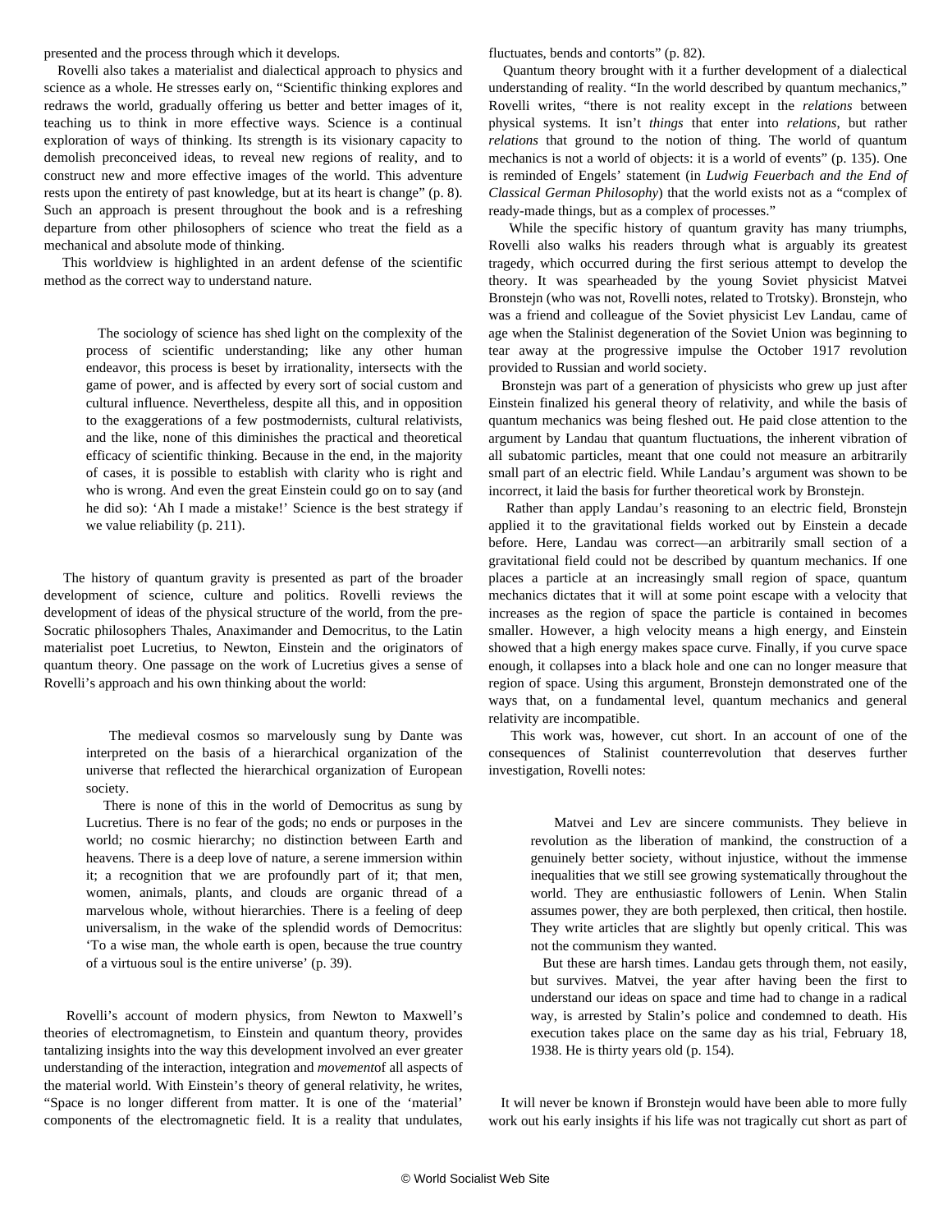presented and the process through which it develops.

Rovelli also takes a materialist and dialectical approach to physics and science as a whole. He stresses early on, "Scientific thinking explores and redraws the world, gradually offering us better and better images of it, teaching us to think in more effective ways. Science is a continual exploration of ways of thinking. Its strength is its visionary capacity to demolish preconceived ideas, to reveal new regions of reality, and to construct new and more effective images of the world. This adventure rests upon the entirety of past knowledge, but at its heart is change" (p. 8). Such an approach is present throughout the book and is a refreshing departure from other philosophers of science who treat the field as a mechanical and absolute mode of thinking.

This worldview is highlighted in an ardent defense of the scientific method as the correct way to understand nature.

> The sociology of science has shed light on the complexity of the process of scientific understanding; like any other human endeavor, this process is beset by irrationality, intersects with the game of power, and is affected by every sort of social custom and cultural influence. Nevertheless, despite all this, and in opposition to the exaggerations of a few postmodernists, cultural relativists, and the like, none of this diminishes the practical and theoretical efficacy of scientific thinking. Because in the end, in the majority of cases, it is possible to establish with clarity who is right and who is wrong. And even the great Einstein could go on to say (and he did so): 'Ah I made a mistake!' Science is the best strategy if we value reliability (p. 211).

The history of quantum gravity is presented as part of the broader development of science, culture and politics. Rovelli reviews the development of ideas of the physical structure of the world, from the pre-Socratic philosophers Thales, Anaximander and Democritus, to the Latin materialist poet Lucretius, to Newton, Einstein and the originators of quantum theory. One passage on the work of Lucretius gives a sense of Rovelli's approach and his own thinking about the world:

> The medieval cosmos so marvelously sung by Dante was interpreted on the basis of a hierarchical organization of the universe that reflected the hierarchical organization of European society.
>
> There is none of this in the world of Democritus as sung by Lucretius. There is no fear of the gods; no ends or purposes in the world; no cosmic hierarchy; no distinction between Earth and heavens. There is a deep love of nature, a serene immersion within it; a recognition that we are profoundly part of it; that men, women, animals, plants, and clouds are organic thread of a marvelous whole, without hierarchies. There is a feeling of deep universalism, in the wake of the splendid words of Democritus: 'To a wise man, the whole earth is open, because the true country of a virtuous soul is the entire universe' (p. 39).

Rovelli's account of modern physics, from Newton to Maxwell's theories of electromagnetism, to Einstein and quantum theory, provides tantalizing insights into the way this development involved an ever greater understanding of the interaction, integration and *movement*of all aspects of the material world. With Einstein's theory of general relativity, he writes, "Space is no longer different from matter. It is one of the 'material' components of the electromagnetic field. It is a reality that undulates, fluctuates, bends and contorts" (p. 82).

Quantum theory brought with it a further development of a dialectical understanding of reality. "In the world described by quantum mechanics," Rovelli writes, "there is not reality except in the *relations* between physical systems. It isn't *things* that enter into *relations*, but rather *relations* that ground to the notion of thing. The world of quantum mechanics is not a world of objects: it is a world of events" (p. 135). One is reminded of Engels' statement (in *Ludwig Feuerbach and the End of Classical German Philosophy*) that the world exists not as a "complex of ready-made things, but as a complex of processes."

While the specific history of quantum gravity has many triumphs, Rovelli also walks his readers through what is arguably its greatest tragedy, which occurred during the first serious attempt to develop the theory. It was spearheaded by the young Soviet physicist Matvei Bronstejn (who was not, Rovelli notes, related to Trotsky). Bronstejn, who was a friend and colleague of the Soviet physicist Lev Landau, came of age when the Stalinist degeneration of the Soviet Union was beginning to tear away at the progressive impulse the October 1917 revolution provided to Russian and world society.

Bronstejn was part of a generation of physicists who grew up just after Einstein finalized his general theory of relativity, and while the basis of quantum mechanics was being fleshed out. He paid close attention to the argument by Landau that quantum fluctuations, the inherent vibration of all subatomic particles, meant that one could not measure an arbitrarily small part of an electric field. While Landau's argument was shown to be incorrect, it laid the basis for further theoretical work by Bronstejn.

Rather than apply Landau's reasoning to an electric field, Bronstejn applied it to the gravitational fields worked out by Einstein a decade before. Here, Landau was correct—an arbitrarily small section of a gravitational field could not be described by quantum mechanics. If one places a particle at an increasingly small region of space, quantum mechanics dictates that it will at some point escape with a velocity that increases as the region of space the particle is contained in becomes smaller. However, a high velocity means a high energy, and Einstein showed that a high energy makes space curve. Finally, if you curve space enough, it collapses into a black hole and one can no longer measure that region of space. Using this argument, Bronstejn demonstrated one of the ways that, on a fundamental level, quantum mechanics and general relativity are incompatible.

This work was, however, cut short. In an account of one of the consequences of Stalinist counterrevolution that deserves further investigation, Rovelli notes:

> Matvei and Lev are sincere communists. They believe in revolution as the liberation of mankind, the construction of a genuinely better society, without injustice, without the immense inequalities that we still see growing systematically throughout the world. They are enthusiastic followers of Lenin. When Stalin assumes power, they are both perplexed, then critical, then hostile. They write articles that are slightly but openly critical. This was not the communism they wanted.
>
> But these are harsh times. Landau gets through them, not easily, but survives. Matvei, the year after having been the first to understand our ideas on space and time had to change in a radical way, is arrested by Stalin's police and condemned to death. His execution takes place on the same day as his trial, February 18, 1938. He is thirty years old (p. 154).

It will never be known if Bronstejn would have been able to more fully work out his early insights if his life was not tragically cut short as part of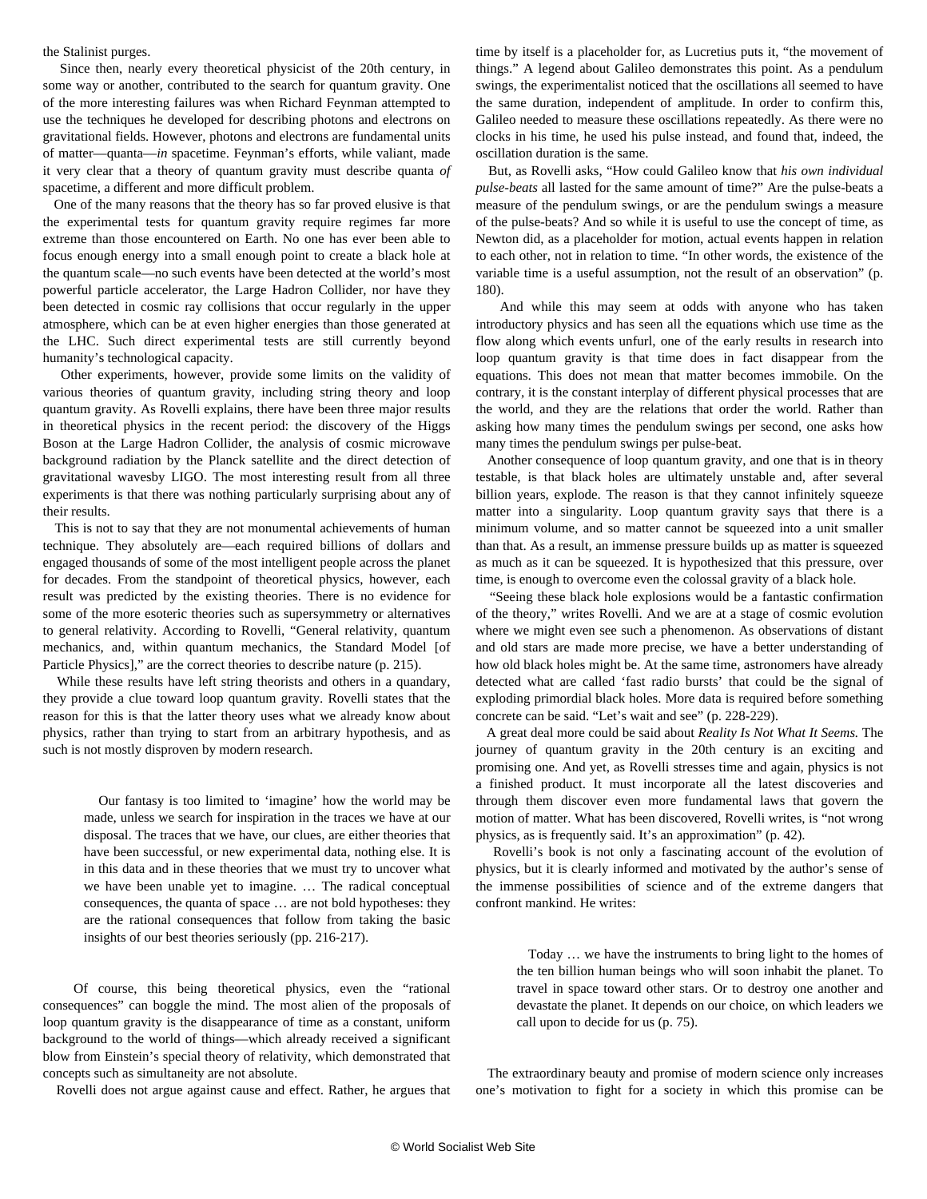the Stalinist purges.

Since then, nearly every theoretical physicist of the 20th century, in some way or another, contributed to the search for quantum gravity. One of the more interesting failures was when Richard Feynman attempted to use the techniques he developed for describing photons and electrons on gravitational fields. However, photons and electrons are fundamental units of matter—quanta—*in* spacetime. Feynman's efforts, while valiant, made it very clear that a theory of quantum gravity must describe quanta *of* spacetime, a different and more difficult problem.

One of the many reasons that the theory has so far proved elusive is that the experimental tests for quantum gravity require regimes far more extreme than those encountered on Earth. No one has ever been able to focus enough energy into a small enough point to create a black hole at the quantum scale—no such events have been detected at the world's most powerful particle accelerator, the Large Hadron Collider, nor have they been detected in cosmic ray collisions that occur regularly in the upper atmosphere, which can be at even higher energies than those generated at the LHC. Such direct experimental tests are still currently beyond humanity's technological capacity.

Other experiments, however, provide some limits on the validity of various theories of quantum gravity, including string theory and loop quantum gravity. As Rovelli explains, there have been three major results in theoretical physics in the recent period: the discovery of the Higgs Boson at the Large Hadron Collider, the analysis of cosmic microwave background radiation by the Planck satellite and the direct detection of gravitational wavesby LIGO. The most interesting result from all three experiments is that there was nothing particularly surprising about any of their results.

This is not to say that they are not monumental achievements of human technique. They absolutely are—each required billions of dollars and engaged thousands of some of the most intelligent people across the planet for decades. From the standpoint of theoretical physics, however, each result was predicted by the existing theories. There is no evidence for some of the more esoteric theories such as supersymmetry or alternatives to general relativity. According to Rovelli, "General relativity, quantum mechanics, and, within quantum mechanics, the Standard Model [of Particle Physics]," are the correct theories to describe nature (p. 215).

While these results have left string theorists and others in a quandary, they provide a clue toward loop quantum gravity. Rovelli states that the reason for this is that the latter theory uses what we already know about physics, rather than trying to start from an arbitrary hypothesis, and as such is not mostly disproven by modern research.

> Our fantasy is too limited to 'imagine' how the world may be made, unless we search for inspiration in the traces we have at our disposal. The traces that we have, our clues, are either theories that have been successful, or new experimental data, nothing else. It is in this data and in these theories that we must try to uncover what we have been unable yet to imagine. … The radical conceptual consequences, the quanta of space … are not bold hypotheses: they are the rational consequences that follow from taking the basic insights of our best theories seriously (pp. 216-217).

Of course, this being theoretical physics, even the "rational consequences" can boggle the mind. The most alien of the proposals of loop quantum gravity is the disappearance of time as a constant, uniform background to the world of things—which already received a significant blow from Einstein's special theory of relativity, which demonstrated that concepts such as simultaneity are not absolute.

Rovelli does not argue against cause and effect. Rather, he argues that time by itself is a placeholder for, as Lucretius puts it, "the movement of things." A legend about Galileo demonstrates this point. As a pendulum swings, the experimentalist noticed that the oscillations all seemed to have the same duration, independent of amplitude. In order to confirm this, Galileo needed to measure these oscillations repeatedly. As there were no clocks in his time, he used his pulse instead, and found that, indeed, the oscillation duration is the same.

But, as Rovelli asks, "How could Galileo know that *his own individual pulse-beats* all lasted for the same amount of time?" Are the pulse-beats a measure of the pendulum swings, or are the pendulum swings a measure of the pulse-beats? And so while it is useful to use the concept of time, as Newton did, as a placeholder for motion, actual events happen in relation to each other, not in relation to time. "In other words, the existence of the variable time is a useful assumption, not the result of an observation" (p. 180).

And while this may seem at odds with anyone who has taken introductory physics and has seen all the equations which use time as the flow along which events unfurl, one of the early results in research into loop quantum gravity is that time does in fact disappear from the equations. This does not mean that matter becomes immobile. On the contrary, it is the constant interplay of different physical processes that are the world, and they are the relations that order the world. Rather than asking how many times the pendulum swings per second, one asks how many times the pendulum swings per pulse-beat.

Another consequence of loop quantum gravity, and one that is in theory testable, is that black holes are ultimately unstable and, after several billion years, explode. The reason is that they cannot infinitely squeeze matter into a singularity. Loop quantum gravity says that there is a minimum volume, and so matter cannot be squeezed into a unit smaller than that. As a result, an immense pressure builds up as matter is squeezed as much as it can be squeezed. It is hypothesized that this pressure, over time, is enough to overcome even the colossal gravity of a black hole.

"Seeing these black hole explosions would be a fantastic confirmation of the theory," writes Rovelli. And we are at a stage of cosmic evolution where we might even see such a phenomenon. As observations of distant and old stars are made more precise, we have a better understanding of how old black holes might be. At the same time, astronomers have already detected what are called 'fast radio bursts' that could be the signal of exploding primordial black holes. More data is required before something concrete can be said. "Let's wait and see" (p. 228-229).

A great deal more could be said about *Reality Is Not What It Seems.* The journey of quantum gravity in the 20th century is an exciting and promising one. And yet, as Rovelli stresses time and again, physics is not a finished product. It must incorporate all the latest discoveries and through them discover even more fundamental laws that govern the motion of matter. What has been discovered, Rovelli writes, is "not wrong physics, as is frequently said. It's an approximation" (p. 42).

Rovelli's book is not only a fascinating account of the evolution of physics, but it is clearly informed and motivated by the author's sense of the immense possibilities of science and of the extreme dangers that confront mankind. He writes:

> Today … we have the instruments to bring light to the homes of the ten billion human beings who will soon inhabit the planet. To travel in space toward other stars. Or to destroy one another and devastate the planet. It depends on our choice, on which leaders we call upon to decide for us (p. 75).

The extraordinary beauty and promise of modern science only increases one's motivation to fight for a society in which this promise can be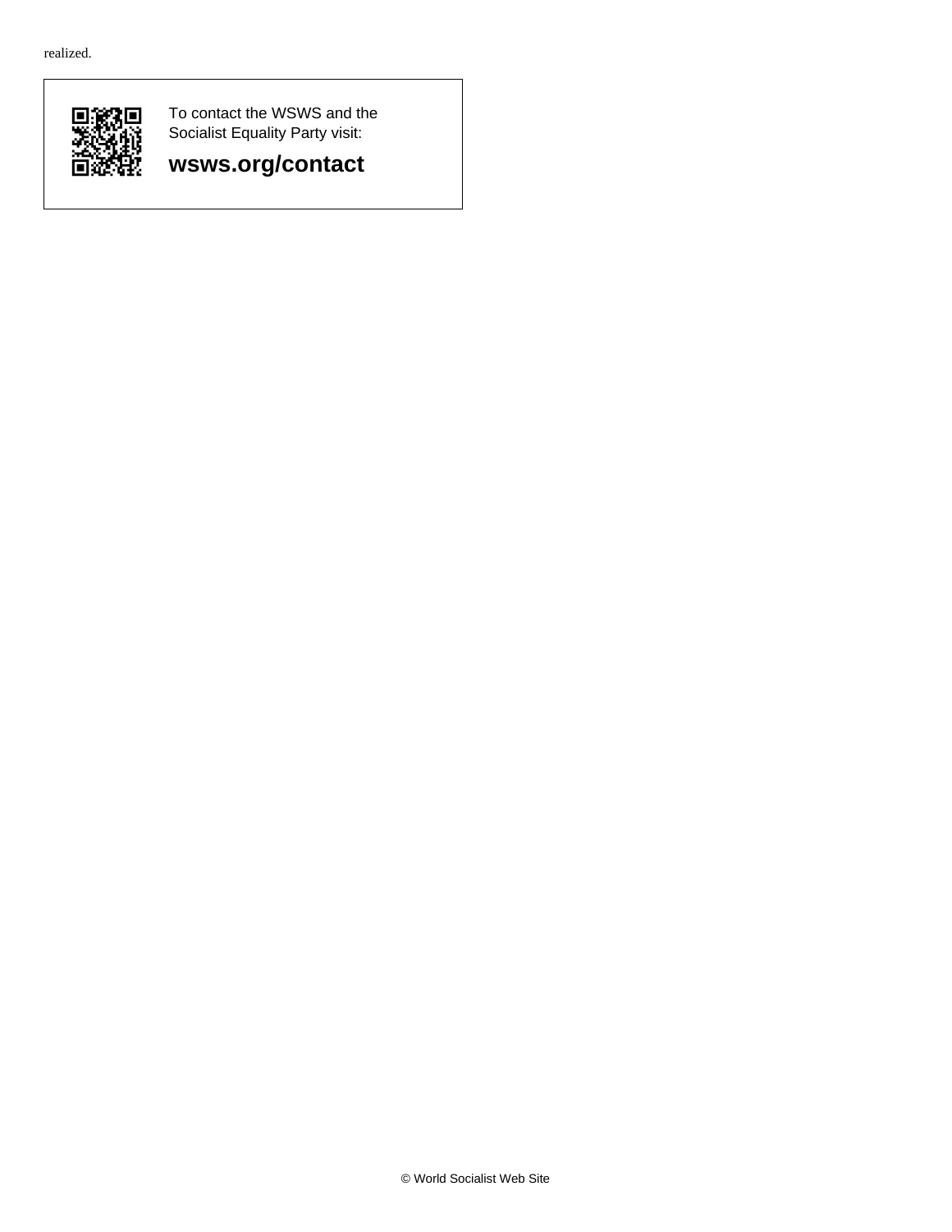realized.

To contact the WSWS and the Socialist Equality Party visit:

**wsws.org/contact**